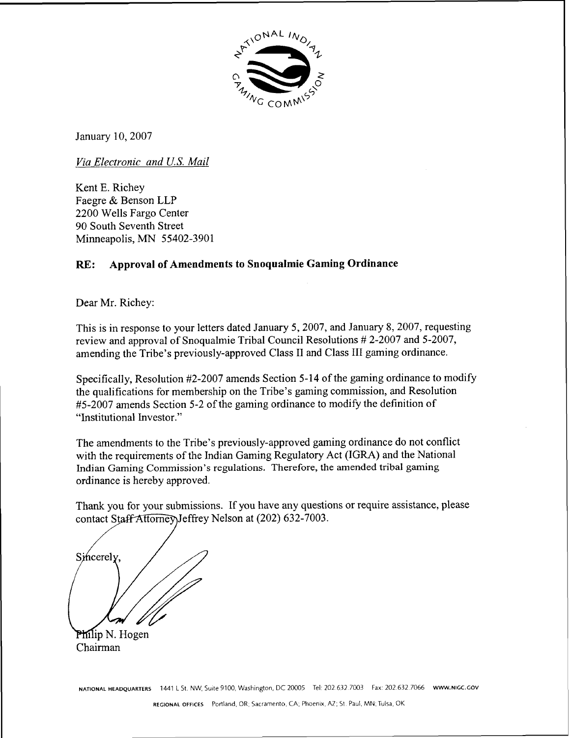January 10, 2007

*Via Electronic and U.S. Mail*

Kent E. Richey
Faegre & Benson LLP
2200 Wells Fargo Center
90 South Seventh Street
Minneapolis, MN 55402-3901

**RE: Approval of Amendments to Snoqualmie Gaming Ordinance**

Dear Mr. Richey:

This is in response to your letters dated January 5, 2007, and January 8, 2007, requesting review and approval of Snoqualmie Tribal Council Resolutions # 2-2007 and 5-2007, amending the Tribe's previously-approved Class II and Class III gaming ordinance.

Specifically, Resolution #2-2007 amends Section 5-14 of the gaming ordinance to modify the qualifications for membership on the Tribe's gaming commission, and Resolution #5-2007 amends Section 5-2 of the gaming ordinance to modify the definition of "Institutional Investor."

The amendments to the Tribe's previously-approved gaming ordinance do not conflict with the requirements of the Indian Gaming Regulatory Act (IGRA) and the National Indian Gaming Commission's regulations. Therefore, the amended tribal gaming ordinance is hereby approved.

Thank you for your submissions. If you have any questions or require assistance, please contact Staff Attorney Jeffrey Nelson at (202) 632-7003.

Sincerely,

Philip N. Hogen
Chairman

NATIONAL HEADQUARTERS 1441 L St. NW, Suite 9100, Washington, DC 20005 Tel: 202.632.7003 Fax: 202.632.7066 WWW.NIGC.GOV

REGIONAL OFFICES Portland, OR; Sacramento, CA; Phoenix, AZ; St. Paul, MN; Tulsa, OK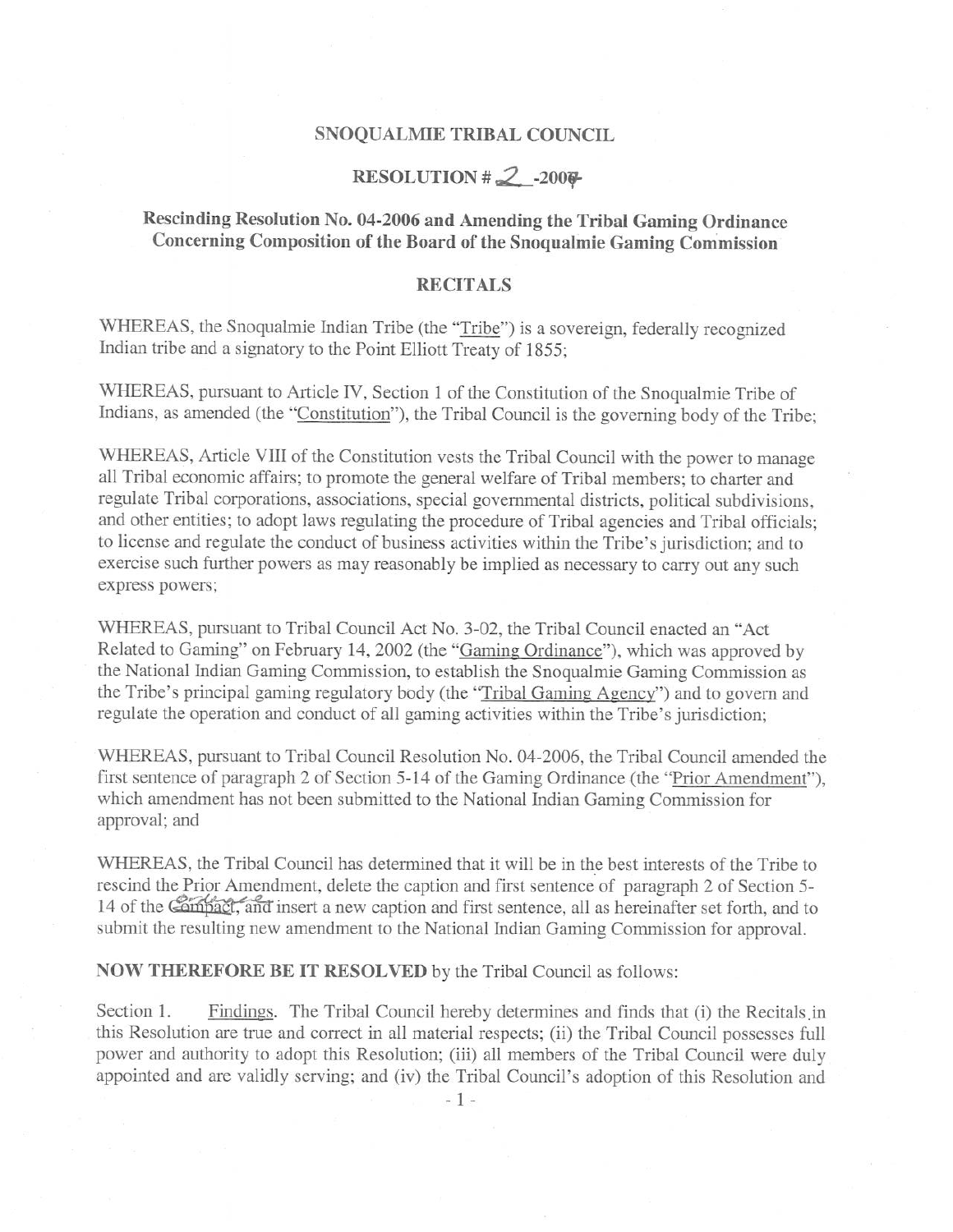## SNOQUALMIE TRIBAL COUNCIL

## RESOLUTION # 2 -2007

### Rescinding Resolution No. 04-2006 and Amending the Tribal Gaming Ordinance Concerning Composition of the Board of the Snoqualmie Gaming Commission

### RECITALS

WHEREAS, the Snoqualmie Indian Tribe (the "Tribe") is a sovereign, federally recognized Indian tribe and a signatory to the Point Elliott Treaty of 1855;

WHEREAS, pursuant to Article IV, Section 1 of the Constitution of the Snoqualmie Tribe of Indians, as amended (the "Constitution"), the Tribal Council is the governing body of the Tribe;

WHEREAS, Article VIII of the Constitution vests the Tribal Council with the power to manage all Tribal economic affairs; to promote the general welfare of Tribal members; to charter and regulate Tribal corporations, associations, special governmental districts, political subdivisions, and other entities; to adopt laws regulating the procedure of Tribal agencies and Tribal officials; to license and regulate the conduct of business activities within the Tribe's jurisdiction; and to exercise such further powers as may reasonably be implied as necessary to carry out any such express powers;

WHEREAS, pursuant to Tribal Council Act No. 3-02, the Tribal Council enacted an "Act Related to Gaming" on February 14, 2002 (the "Gaming Ordinance"), which was approved by the National Indian Gaming Commission, to establish the Snoqualmie Gaming Commission as the Tribe's principal gaming regulatory body (the "Tribal Gaming Agency") and to govern and regulate the operation and conduct of all gaming activities within the Tribe's jurisdiction;

WHEREAS, pursuant to Tribal Council Resolution No. 04-2006, the Tribal Council amended the first sentence of paragraph 2 of Section 5-14 of the Gaming Ordinance (the "Prior Amendment"), which amendment has not been submitted to the National Indian Gaming Commission for approval; and

WHEREAS, the Tribal Council has determined that it will be in the best interests of the Tribe to rescind the Prior Amendment, delete the caption and first sentence of paragraph 2 of Section 5-14 of the ~~Compact~~ Ordinance, and insert a new caption and first sentence, all as hereinafter set forth, and to submit the resulting new amendment to the National Indian Gaming Commission for approval.

**NOW THEREFORE BE IT RESOLVED** by the Tribal Council as follows:

Section 1. Findings. The Tribal Council hereby determines and finds that (i) the Recitals in this Resolution are true and correct in all material respects; (ii) the Tribal Council possesses full power and authority to adopt this Resolution; (iii) all members of the Tribal Council were duly appointed and are validly serving; and (iv) the Tribal Council's adoption of this Resolution and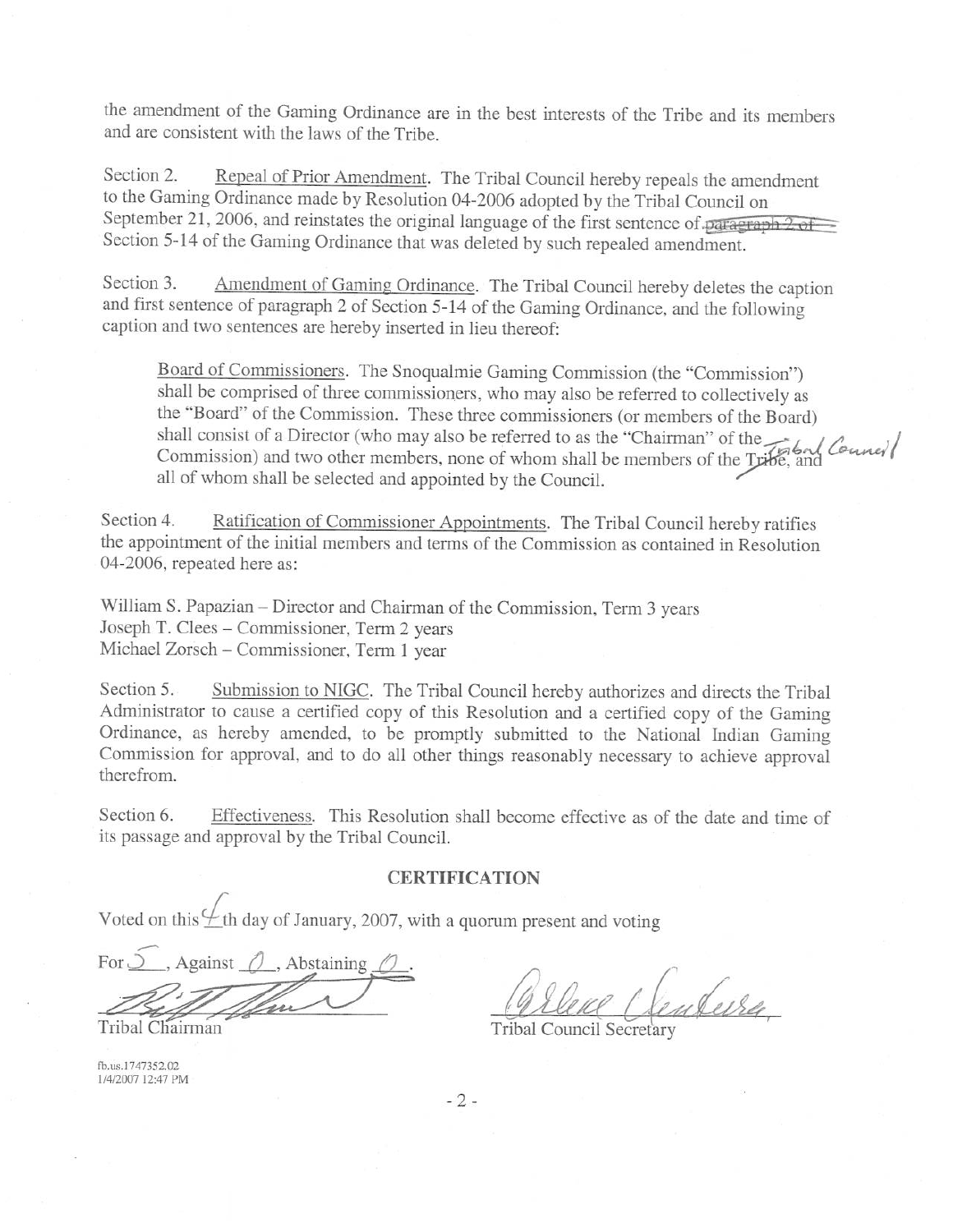the amendment of the Gaming Ordinance are in the best interests of the Tribe and its members and are consistent with the laws of the Tribe.

Section 2. Repeal of Prior Amendment. The Tribal Council hereby repeals the amendment to the Gaming Ordinance made by Resolution 04-2006 adopted by the Tribal Council on September 21, 2006, and reinstates the original language of the first sentence of ~~paragraph 2 of~~ Section 5-14 of the Gaming Ordinance that was deleted by such repealed amendment.

Section 3. Amendment of Gaming Ordinance. The Tribal Council hereby deletes the caption and first sentence of paragraph 2 of Section 5-14 of the Gaming Ordinance, and the following caption and two sentences are hereby inserted in lieu thereof:

> Board of Commissioners. The Snoqualmie Gaming Commission (the "Commission") shall be comprised of three commissioners, who may also be referred to collectively as the "Board" of the Commission. These three commissioners (or members of the Board) shall consist of a Director (who may also be referred to as the "Chairman" of the Commission) and two other members, none of whom shall be members of the ~~Tribe~~ Tribal Council, and all of whom shall be selected and appointed by the Council.

Section 4. Ratification of Commissioner Appointments. The Tribal Council hereby ratifies the appointment of the initial members and terms of the Commission as contained in Resolution 04-2006, repeated here as:

William S. Papazian – Director and Chairman of the Commission, Term 3 years
Joseph T. Clees – Commissioner, Term 2 years
Michael Zorsch – Commissioner, Term 1 year

Section 5. Submission to NIGC. The Tribal Council hereby authorizes and directs the Tribal Administrator to cause a certified copy of this Resolution and a certified copy of the Gaming Ordinance, as hereby amended, to be promptly submitted to the National Indian Gaming Commission for approval, and to do all other things reasonably necessary to achieve approval therefrom.

Section 6. Effectiveness. This Resolution shall become effective as of the date and time of its passage and approval by the Tribal Council.

## CERTIFICATION

Voted on this 4th day of January, 2007, with a quorum present and voting

For 5, Against 0, Abstaining 0.

Tribal Chairman

Tribal Council Secretary

fb.us.1747352.02
1/4/2007 12:47 PM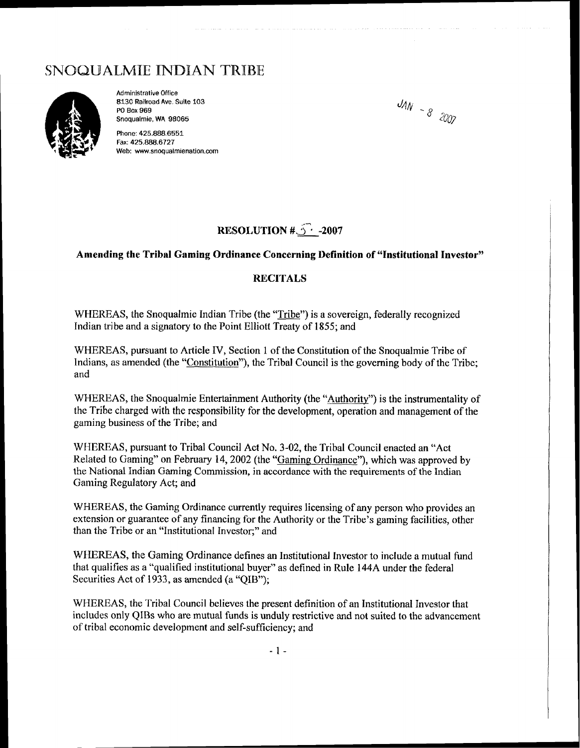# SNOQUALMIE INDIAN TRIBE

Administrative Office
8130 Railroad Ave. Suite 103
PO Box 969
Snoqualmie, WA 98065

Phone: 425.888.6551
Fax: 425.888.6727
Web: www.snoqualmienation.com

JAN - 8 2007

## RESOLUTION #_5_-2007

### Amending the Tribal Gaming Ordinance Concerning Definition of "Institutional Investor"

### RECITALS

WHEREAS, the Snoqualmie Indian Tribe (the "Tribe") is a sovereign, federally recognized Indian tribe and a signatory to the Point Elliott Treaty of 1855; and

WHEREAS, pursuant to Article IV, Section 1 of the Constitution of the Snoqualmie Tribe of Indians, as amended (the "Constitution"), the Tribal Council is the governing body of the Tribe; and

WHEREAS, the Snoqualmie Entertainment Authority (the "Authority") is the instrumentality of the Tribe charged with the responsibility for the development, operation and management of the gaming business of the Tribe; and

WHEREAS, pursuant to Tribal Council Act No. 3-02, the Tribal Council enacted an "Act Related to Gaming" on February 14, 2002 (the "Gaming Ordinance"), which was approved by the National Indian Gaming Commission, in accordance with the requirements of the Indian Gaming Regulatory Act; and

WHEREAS, the Gaming Ordinance currently requires licensing of any person who provides an extension or guarantee of any financing for the Authority or the Tribe's gaming facilities, other than the Tribe or an "Institutional Investor;" and

WHEREAS, the Gaming Ordinance defines an Institutional Investor to include a mutual fund that qualifies as a "qualified institutional buyer" as defined in Rule 144A under the federal Securities Act of 1933, as amended (a "QIB");

WHEREAS, the Tribal Council believes the present definition of an Institutional Investor that includes only QIBs who are mutual funds is unduly restrictive and not suited to the advancement of tribal economic development and self-sufficiency; and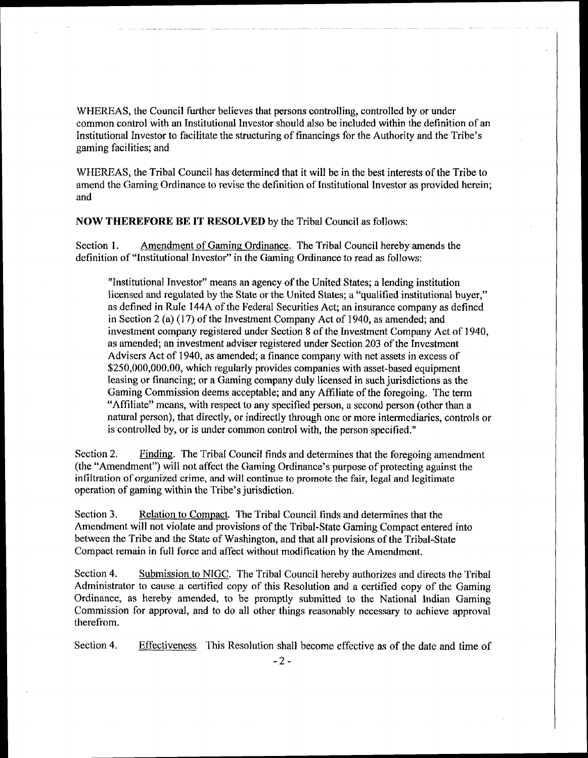WHEREAS, the Council further believes that persons controlling, controlled by or under common control with an Institutional Investor should also be included within the definition of an Institutional Investor to facilitate the structuring of financings for the Authority and the Tribe's gaming facilities; and

WHEREAS, the Tribal Council has determined that it will be in the best interests of the Tribe to amend the Gaming Ordinance to revise the definition of Institutional Investor as provided herein; and

**NOW THEREFORE BE IT RESOLVED** by the Tribal Council as follows:

Section 1. Amendment of Gaming Ordinance. The Tribal Council hereby amends the definition of "Institutional Investor" in the Gaming Ordinance to read as follows:

> "Institutional Investor" means an agency of the United States; a lending institution licensed and regulated by the State or the United States; a "qualified institutional buyer," as defined in Rule 144A of the Federal Securities Act; an insurance company as defined in Section 2 (a) (17) of the Investment Company Act of 1940, as amended; and investment company registered under Section 8 of the Investment Company Act of 1940, as amended; an investment adviser registered under Section 203 of the Investment Advisers Act of 1940, as amended; a finance company with net assets in excess of $250,000,000.00, which regularly provides companies with asset-based equipment leasing or financing; or a Gaming company duly licensed in such jurisdictions as the Gaming Commission deems acceptable; and any Affiliate of the foregoing. The term "Affiliate" means, with respect to any specified person, a second person (other than a natural person), that directly, or indirectly through one or more intermediaries, controls or is controlled by, or is under common control with, the person specified."

Section 2. Finding. The Tribal Council finds and determines that the foregoing amendment (the "Amendment") will not affect the Gaming Ordinance's purpose of protecting against the infiltration of organized crime, and will continue to promote the fair, legal and legitimate operation of gaming within the Tribe's jurisdiction.

Section 3. Relation to Compact. The Tribal Council finds and determines that the Amendment will not violate and provisions of the Tribal-State Gaming Compact entered into between the Tribe and the State of Washington, and that all provisions of the Tribal-State Compact remain in full force and affect without modification by the Amendment.

Section 4. Submission to NIGC. The Tribal Council hereby authorizes and directs the Tribal Administrator to cause a certified copy of this Resolution and a certified copy of the Gaming Ordinance, as hereby amended, to be promptly submitted to the National Indian Gaming Commission for approval, and to do all other things reasonably necessary to achieve approval therefrom.

Section 4. Effectiveness. This Resolution shall become effective as of the date and time of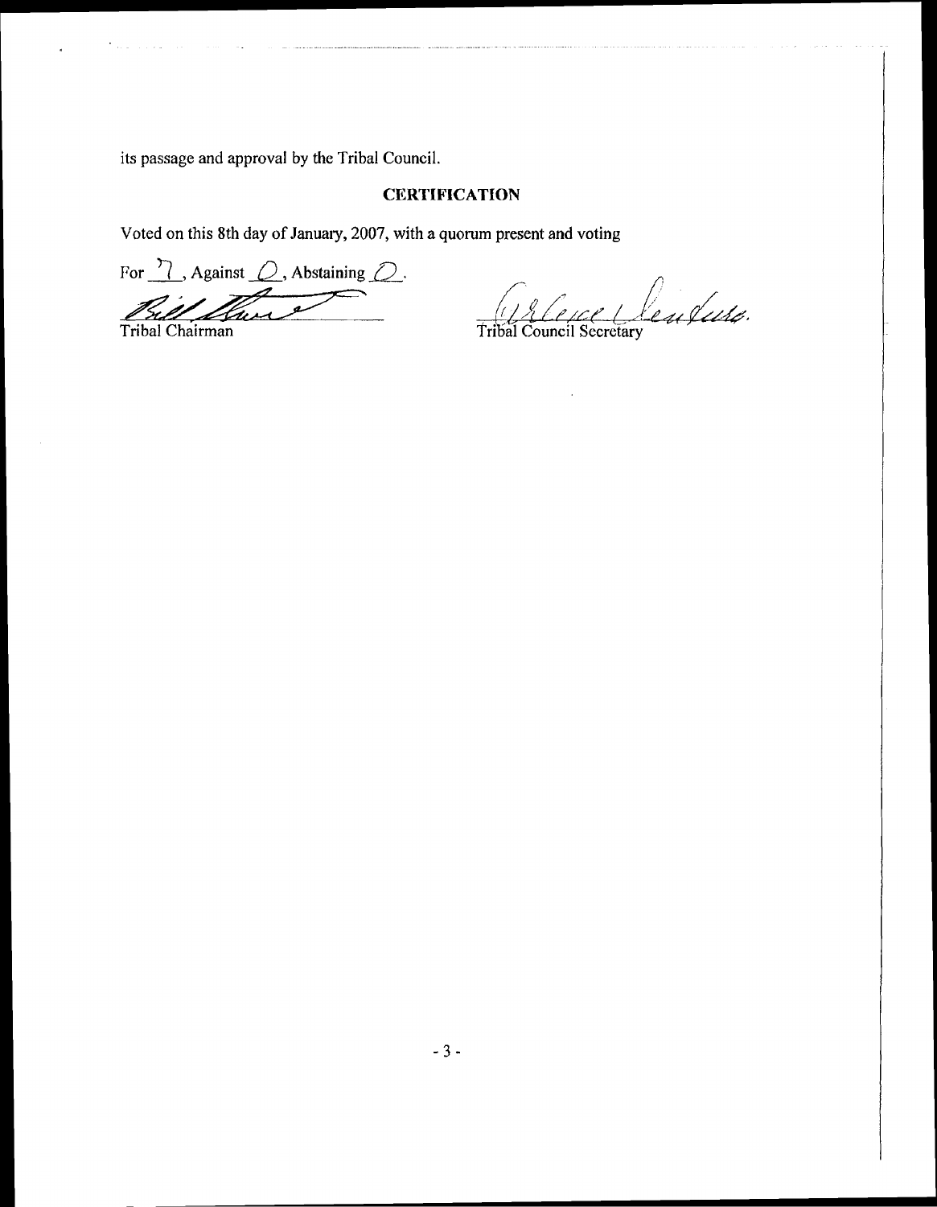its passage and approval by the Tribal Council.

## CERTIFICATION

Voted on this 8th day of January, 2007, with a quorum present and voting

For 7, Against 0, Abstaining 0.

Tribal Chairman

Tribal Council Secretary